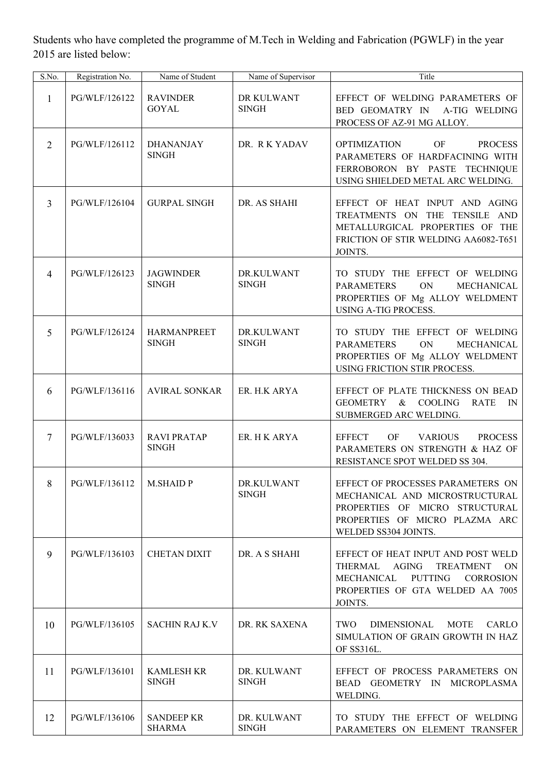Students who have completed the programme of M.Tech in Welding and Fabrication (PGWLF) in the year 2015 are listed below:

| S.No. | Registration No. | Name of Student | Name of Supervisor | Title |
|---|---|---|---|---|
| 1 | PG/WLF/126122 | RAVINDER GOYAL | DR KULWANT SINGH | EFFECT OF WELDING PARAMETERS OF BED GEOMATRY IN A-TIG WELDING PROCESS OF AZ-91 MG ALLOY. |
| 2 | PG/WLF/126112 | DHANANJAY SINGH | DR. R K YADAV | OPTIMIZATION OF PROCESS PARAMETERS OF HARDFACINING WITH FERROBORON BY PASTE TECHNIQUE USING SHIELDED METAL ARC WELDING. |
| 3 | PG/WLF/126104 | GURPAL SINGH | DR. AS SHAHI | EFFECT OF HEAT INPUT AND AGING TREATMENTS ON THE TENSILE AND METALLURGICAL PROPERTIES OF THE FRICTION OF STIR WELDING AA6082-T651 JOINTS. |
| 4 | PG/WLF/126123 | JAGWINDER SINGH | DR.KULWANT SINGH | TO STUDY THE EFFECT OF WELDING PARAMETERS ON MECHANICAL PROPERTIES OF Mg ALLOY WELDMENT USING A-TIG PROCESS. |
| 5 | PG/WLF/126124 | HARMANPREET SINGH | DR.KULWANT SINGH | TO STUDY THE EFFECT OF WELDING PARAMETERS ON MECHANICAL PROPERTIES OF Mg ALLOY WELDMENT USING FRICTION STIR PROCESS. |
| 6 | PG/WLF/136116 | AVIRAL SONKAR | ER. H.K ARYA | EFFECT OF PLATE THICKNESS ON BEAD GEOMETRY & COOLING RATE IN SUBMERGED ARC WELDING. |
| 7 | PG/WLF/136033 | RAVI PRATAP SINGH | ER. H K ARYA | EFFECT OF VARIOUS PROCESS PARAMETERS ON STRENGTH & HAZ OF RESISTANCE SPOT WELDED SS 304. |
| 8 | PG/WLF/136112 | M.SHAID P | DR.KULWANT SINGH | EFFECT OF PROCESSES PARAMETERS ON MECHANICAL AND MICROSTRUCTURAL PROPERTIES OF MICRO STRUCTURAL PROPERTIES OF MICRO PLAZMA ARC WELDED SS304 JOINTS. |
| 9 | PG/WLF/136103 | CHETAN DIXIT | DR. A S SHAHI | EFFECT OF HEAT INPUT AND POST WELD THERMAL AGING TREATMENT ON MECHANICAL PUTTING CORROSION PROPERTIES OF GTA WELDED AA 7005 JOINTS. |
| 10 | PG/WLF/136105 | SACHIN RAJ K.V | DR. RK SAXENA | TWO DIMENSIONAL MOTE CARLO SIMULATION OF GRAIN GROWTH IN HAZ OF SS316L. |
| 11 | PG/WLF/136101 | KAMLESH KR SINGH | DR. KULWANT SINGH | EFFECT OF PROCESS PARAMETERS ON BEAD GEOMETRY IN MICROPLASMA WELDING. |
| 12 | PG/WLF/136106 | SANDEEP KR SHARMA | DR. KULWANT SINGH | TO STUDY THE EFFECT OF WELDING PARAMETERS ON ELEMENT TRANSFER |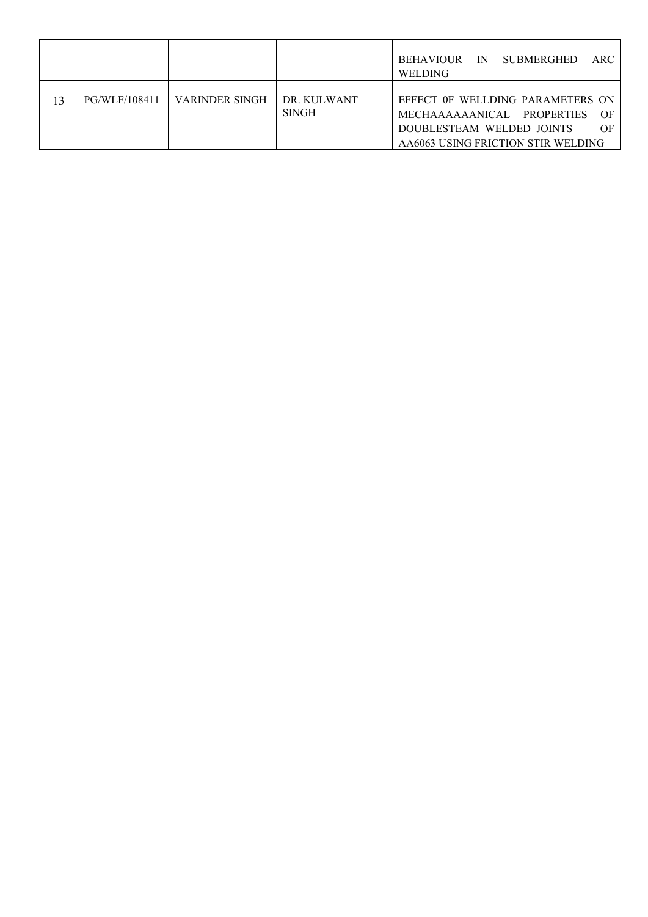| | | | | |
|---|---|---|---|---|
| | | | | BEHAVIOUR IN SUBMERGHED ARC WELDING |
| 13 | PG/WLF/108411 | VARINDER SINGH | DR. KULWANT SINGH | EFFECT 0F WELLDING PARAMETERS ON MECHAAAAAANICAL PROPERTIES OF DOUBLESTEAM WELDED JOINTS OF AA6063 USING FRICTION STIR WELDING |